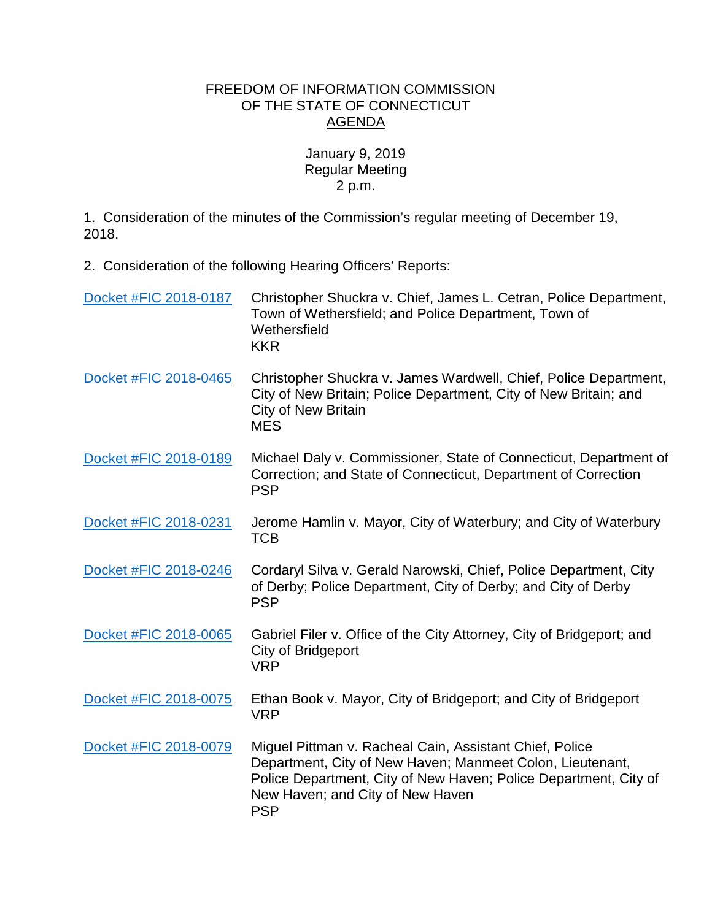FREEDOM OF INFORMATION COMMISSION
OF THE STATE OF CONNECTICUT
AGENDA

January 9, 2019
Regular Meeting
2 p.m.

1. Consideration of the minutes of the Commission's regular meeting of December 19, 2018.

2. Consideration of the following Hearing Officers' Reports:

| | |
|---|---|
| Docket #FIC 2018-0187 | Christopher Shuckra v. Chief, James L. Cetran, Police Department, Town of Wethersfield; and Police Department, Town of Wethersfield<br>KKR |
| Docket #FIC 2018-0465 | Christopher Shuckra v. James Wardwell, Chief, Police Department, City of New Britain; Police Department, City of New Britain; and City of New Britain<br>MES |
| Docket #FIC 2018-0189 | Michael Daly v. Commissioner, State of Connecticut, Department of Correction; and State of Connecticut, Department of Correction<br>PSP |
| Docket #FIC 2018-0231 | Jerome Hamlin v. Mayor, City of Waterbury; and City of Waterbury<br>TCB |
| Docket #FIC 2018-0246 | Cordaryl Silva v. Gerald Narowski, Chief, Police Department, City of Derby; Police Department, City of Derby; and City of Derby<br>PSP |
| Docket #FIC 2018-0065 | Gabriel Filer v. Office of the City Attorney, City of Bridgeport; and City of Bridgeport<br>VRP |
| Docket #FIC 2018-0075 | Ethan Book v. Mayor, City of Bridgeport; and City of Bridgeport<br>VRP |
| Docket #FIC 2018-0079 | Miguel Pittman v. Racheal Cain, Assistant Chief, Police Department, City of New Haven; Manmeet Colon, Lieutenant, Police Department, City of New Haven; Police Department, City of New Haven; and City of New Haven<br>PSP |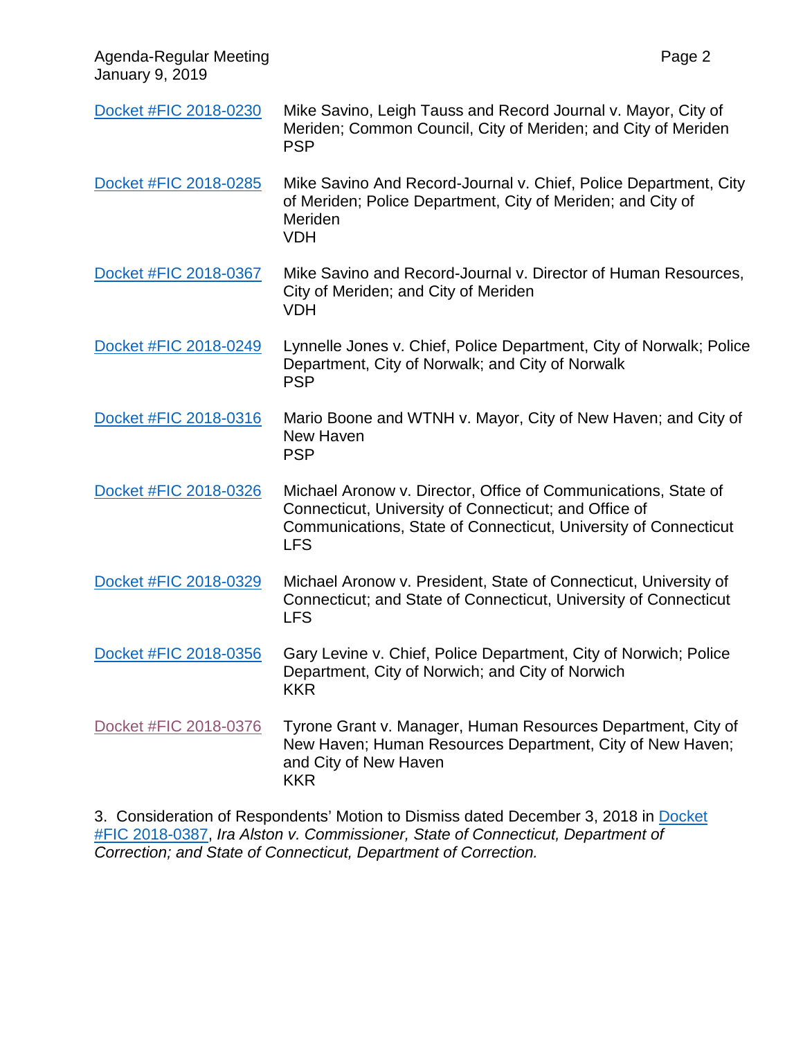| | |
|---|---|
| Docket #FIC 2018-0230 | Mike Savino, Leigh Tauss and Record Journal v. Mayor, City of Meriden; Common Council, City of Meriden; and City of Meriden<br>PSP |
| Docket #FIC 2018-0285 | Mike Savino And Record-Journal v. Chief, Police Department, City of Meriden; Police Department, City of Meriden; and City of Meriden<br>VDH |
| Docket #FIC 2018-0367 | Mike Savino and Record-Journal v. Director of Human Resources, City of Meriden; and City of Meriden<br>VDH |
| Docket #FIC 2018-0249 | Lynnelle Jones v. Chief, Police Department, City of Norwalk; Police Department, City of Norwalk; and City of Norwalk<br>PSP |
| Docket #FIC 2018-0316 | Mario Boone and WTNH v. Mayor, City of New Haven; and City of New Haven<br>PSP |
| Docket #FIC 2018-0326 | Michael Aronow v. Director, Office of Communications, State of Connecticut, University of Connecticut; and Office of Communications, State of Connecticut, University of Connecticut<br>LFS |
| Docket #FIC 2018-0329 | Michael Aronow v. President, State of Connecticut, University of Connecticut; and State of Connecticut, University of Connecticut<br>LFS |
| Docket #FIC 2018-0356 | Gary Levine v. Chief, Police Department, City of Norwich; Police Department, City of Norwich; and City of Norwich<br>KKR |
| Docket #FIC 2018-0376 | Tyrone Grant v. Manager, Human Resources Department, City of New Haven; Human Resources Department, City of New Haven; and City of New Haven<br>KKR |

3. Consideration of Respondents' Motion to Dismiss dated December 3, 2018 in Docket #FIC 2018-0387, *Ira Alston v. Commissioner, State of Connecticut, Department of Correction; and State of Connecticut, Department of Correction.*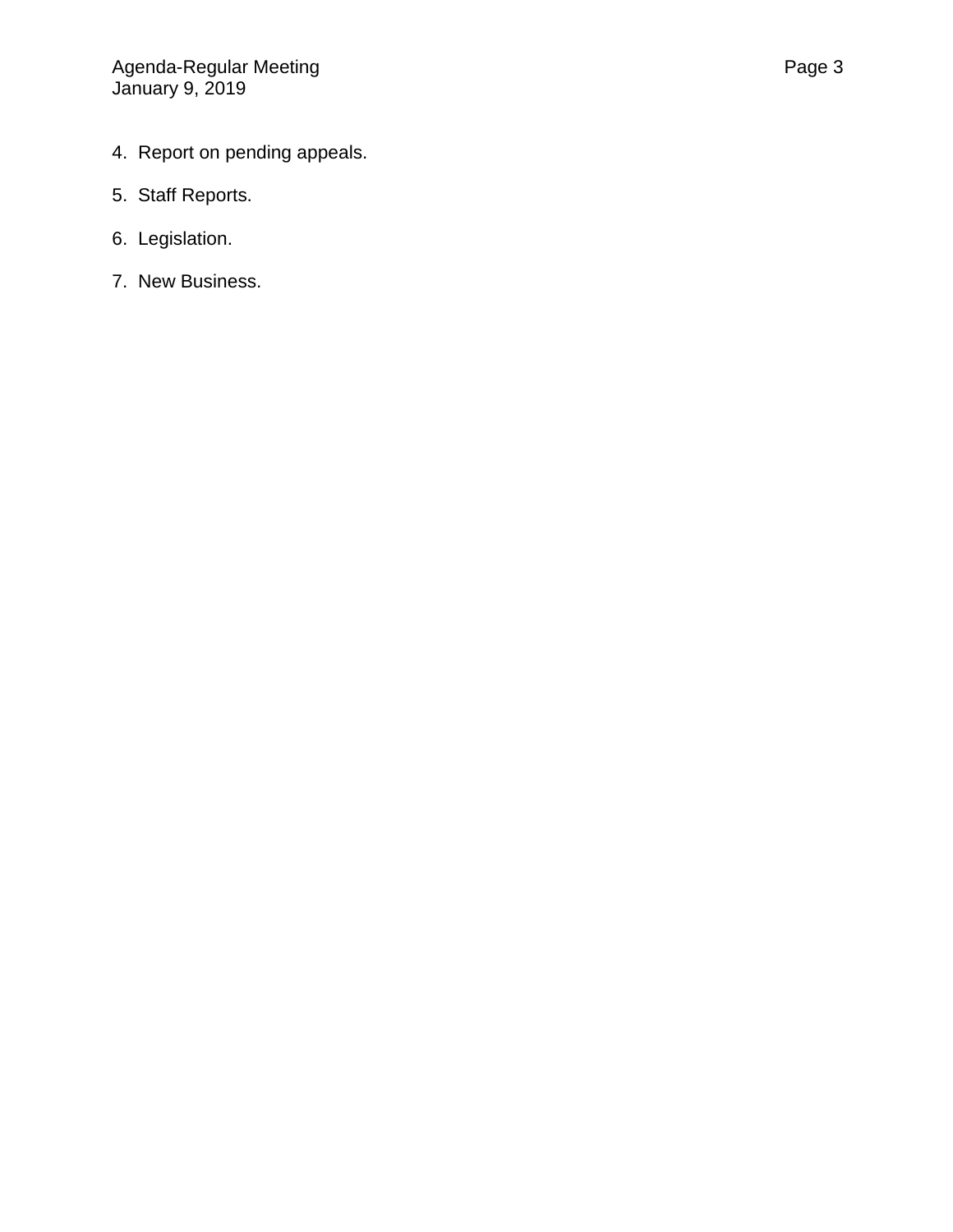4. Report on pending appeals.

5. Staff Reports.

6. Legislation.

7. New Business.